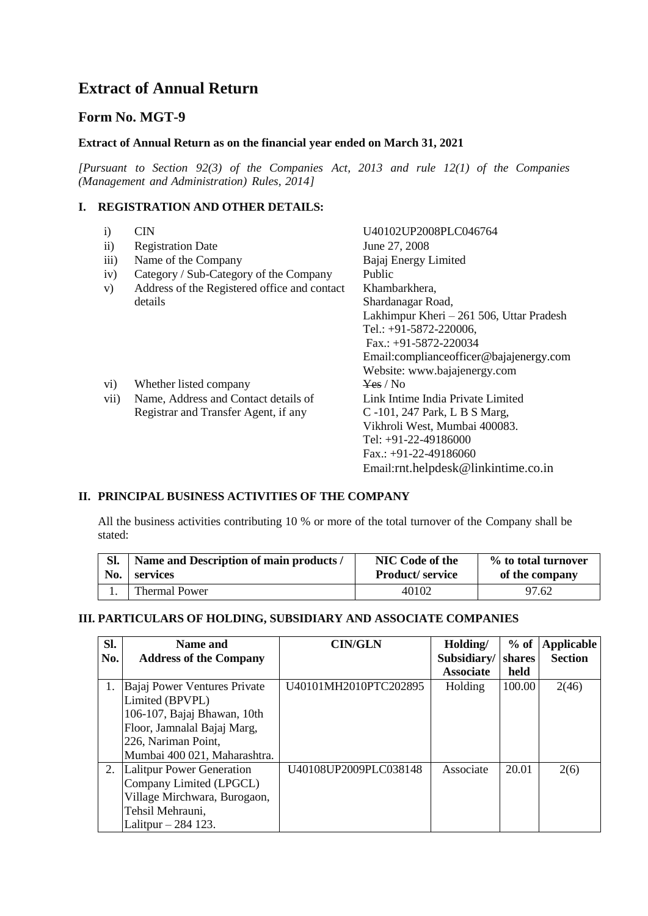# Extract of Annual Return

## Form No. MGT-9

**Extract of Annual Return as on the financial year ended on March 31, 2021**

*[Pursuant to Section 92(3) of the Companies Act, 2013 and rule 12(1) of the Companies (Management and Administration) Rules, 2014]*

### I. REGISTRATION AND OTHER DETAILS:

| | | |
|---|---|---|
| i) | CIN | U40102UP2008PLC046764 |
| ii) | Registration Date | June 27, 2008 |
| iii) | Name of the Company | Bajaj Energy Limited |
| iv) | Category / Sub-Category of the Company | Public |
| v) | Address of the Registered office and contact details | Khambarkhera, Shardanagar Road, Lakhimpur Kheri – 261 506, Uttar Pradesh Tel.: +91-5872-220006, Fax.: +91-5872-220034 Email:complianceofficer@bajajenergy.com Website: www.bajajenergy.com |
| vi) | Whether listed company | ~~Yes~~ / No |
| vii) | Name, Address and Contact details of Registrar and Transfer Agent, if any | Link Intime India Private Limited C -101, 247 Park, L B S Marg, Vikhroli West, Mumbai 400083. Tel: +91-22-49186000 Fax.: +91-22-49186060 Email:rnt.helpdesk@linkintime.co.in |

### II. PRINCIPAL BUSINESS ACTIVITIES OF THE COMPANY

All the business activities contributing 10 % or more of the total turnover of the Company shall be stated:

| Sl. No. | Name and Description of main products / services | NIC Code of the Product/ service | % to total turnover of the company |
|---|---|---|---|
| 1. | Thermal Power | 40102 | 97.62 |

### III. PARTICULARS OF HOLDING, SUBSIDIARY AND ASSOCIATE COMPANIES

| Sl. No. | Name and Address of the Company | CIN/GLN | Holding/ Subsidiary/ Associate | % of shares held | Applicable Section |
|---|---|---|---|---|---|
| 1. | Bajaj Power Ventures Private Limited (BPVPL) 106-107, Bajaj Bhawan, 10th Floor, Jamnalal Bajaj Marg, 226, Nariman Point, Mumbai 400 021, Maharashtra. | U40101MH2010PTC202895 | Holding | 100.00 | 2(46) |
| 2. | Lalitpur Power Generation Company Limited (LPGCL) Village Mirchwara, Burogaon, Tehsil Mehrauni, Lalitpur – 284 123. | U40108UP2009PLC038148 | Associate | 20.01 | 2(6) |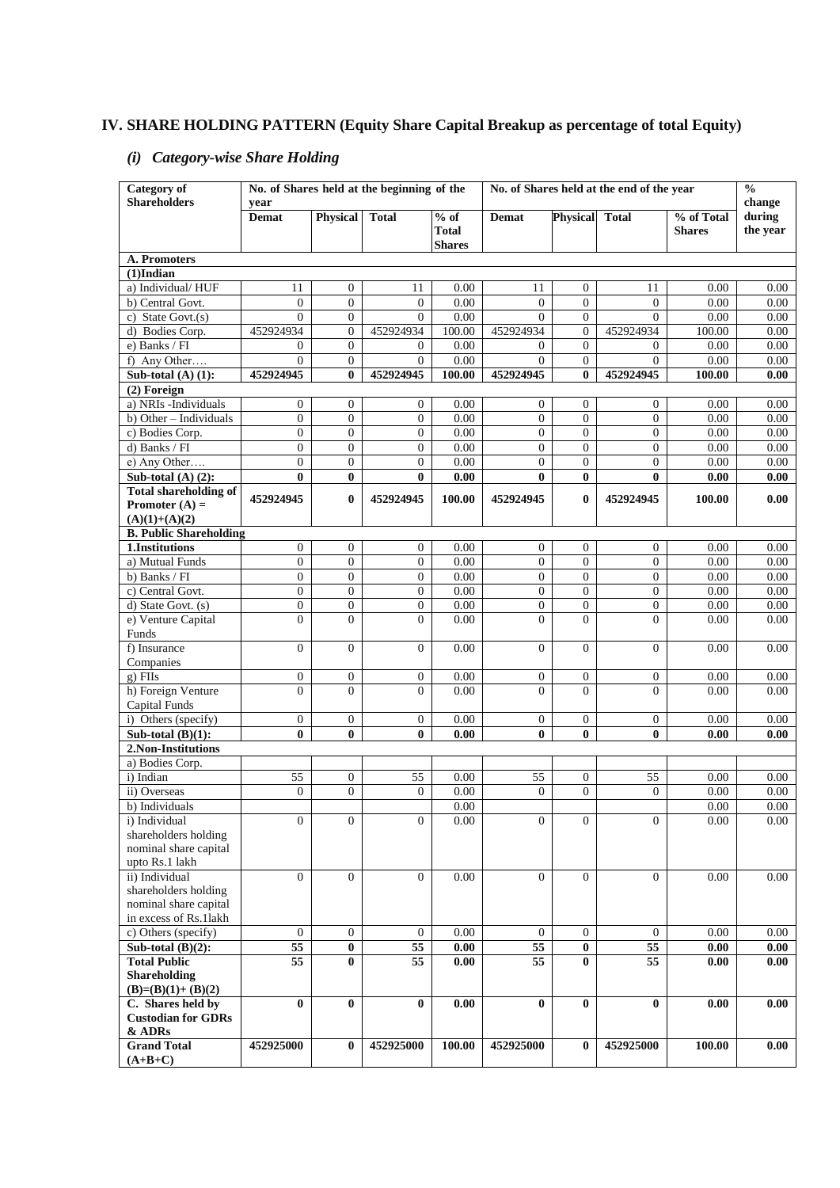# IV. SHARE HOLDING PATTERN (Equity Share Capital Breakup as percentage of total Equity)

## *(i) Category-wise Share Holding*

| Category of Shareholders | No. of Shares held at the beginning of the year | | | | No. of Shares held at the end of the year | | | | % change during the year |
|---|---|---|---|---|---|---|---|---|---|
| | Demat | Physical | Total | % of Total Shares | Demat | Physical | Total | % of Total Shares | |
| **A. Promoters** | | | | | | | | | |
| **(1)Indian** | | | | | | | | | |
| a) Individual/ HUF | 11 | 0 | 11 | 0.00 | 11 | 0 | 11 | 0.00 | 0.00 |
| b) Central Govt. | 0 | 0 | 0 | 0.00 | 0 | 0 | 0 | 0.00 | 0.00 |
| c) State Govt.(s) | 0 | 0 | 0 | 0.00 | 0 | 0 | 0 | 0.00 | 0.00 |
| d) Bodies Corp. | 452924934 | 0 | 452924934 | 100.00 | 452924934 | 0 | 452924934 | 100.00 | 0.00 |
| e) Banks / FI | 0 | 0 | 0 | 0.00 | 0 | 0 | 0 | 0.00 | 0.00 |
| f) Any Other…. | 0 | 0 | 0 | 0.00 | 0 | 0 | 0 | 0.00 | 0.00 |
| **Sub-total (A) (1):** | **452924945** | **0** | **452924945** | **100.00** | **452924945** | **0** | **452924945** | **100.00** | **0.00** |
| **(2) Foreign** | | | | | | | | | |
| a) NRIs -Individuals | 0 | 0 | 0 | 0.00 | 0 | 0 | 0 | 0.00 | 0.00 |
| b) Other – Individuals | 0 | 0 | 0 | 0.00 | 0 | 0 | 0 | 0.00 | 0.00 |
| c) Bodies Corp. | 0 | 0 | 0 | 0.00 | 0 | 0 | 0 | 0.00 | 0.00 |
| d) Banks / FI | 0 | 0 | 0 | 0.00 | 0 | 0 | 0 | 0.00 | 0.00 |
| e) Any Other…. | 0 | 0 | 0 | 0.00 | 0 | 0 | 0 | 0.00 | 0.00 |
| **Sub-total (A) (2):** | **0** | **0** | **0** | **0.00** | **0** | **0** | **0** | **0.00** | **0.00** |
| **Total shareholding of Promoter (A) = (A)(1)+(A)(2)** | **452924945** | **0** | **452924945** | **100.00** | **452924945** | **0** | **452924945** | **100.00** | **0.00** |
| **B. Public Shareholding** | | | | | | | | | |
| **1.Institutions** | 0 | 0 | 0 | 0.00 | 0 | 0 | 0 | 0.00 | 0.00 |
| a) Mutual Funds | 0 | 0 | 0 | 0.00 | 0 | 0 | 0 | 0.00 | 0.00 |
| b) Banks / FI | 0 | 0 | 0 | 0.00 | 0 | 0 | 0 | 0.00 | 0.00 |
| c) Central Govt. | 0 | 0 | 0 | 0.00 | 0 | 0 | 0 | 0.00 | 0.00 |
| d) State Govt. (s) | 0 | 0 | 0 | 0.00 | 0 | 0 | 0 | 0.00 | 0.00 |
| e) Venture Capital Funds | 0 | 0 | 0 | 0.00 | 0 | 0 | 0 | 0.00 | 0.00 |
| f) Insurance Companies | 0 | 0 | 0 | 0.00 | 0 | 0 | 0 | 0.00 | 0.00 |
| g) FIIs | 0 | 0 | 0 | 0.00 | 0 | 0 | 0 | 0.00 | 0.00 |
| h) Foreign Venture Capital Funds | 0 | 0 | 0 | 0.00 | 0 | 0 | 0 | 0.00 | 0.00 |
| i) Others (specify) | 0 | 0 | 0 | 0.00 | 0 | 0 | 0 | 0.00 | 0.00 |
| **Sub-total (B)(1):** | **0** | **0** | **0** | **0.00** | **0** | **0** | **0** | **0.00** | **0.00** |
| **2.Non-Institutions** | | | | | | | | | |
| a) Bodies Corp. | | | | | | | | | |
| i) Indian | 55 | 0 | 55 | 0.00 | 55 | 0 | 55 | 0.00 | 0.00 |
| ii) Overseas | 0 | 0 | 0 | 0.00 | 0 | 0 | 0 | 0.00 | 0.00 |
| b) Individuals | | | | 0.00 | | | | 0.00 | 0.00 |
| i) Individual shareholders holding nominal share capital upto Rs.1 lakh | 0 | 0 | 0 | 0.00 | 0 | 0 | 0 | 0.00 | 0.00 |
| ii) Individual shareholders holding nominal share capital in excess of Rs.1lakh | 0 | 0 | 0 | 0.00 | 0 | 0 | 0 | 0.00 | 0.00 |
| c) Others (specify) | 0 | 0 | 0 | 0.00 | 0 | 0 | 0 | 0.00 | 0.00 |
| **Sub-total (B)(2):** | **55** | **0** | **55** | **0.00** | **55** | **0** | **55** | **0.00** | **0.00** |
| **Total Public Shareholding (B)=(B)(1)+ (B)(2)** | **55** | **0** | **55** | **0.00** | **55** | **0** | **55** | **0.00** | **0.00** |
| **C. Shares held by Custodian for GDRs & ADRs** | **0** | **0** | **0** | **0.00** | **0** | **0** | **0** | **0.00** | **0.00** |
| **Grand Total (A+B+C)** | **452925000** | **0** | **452925000** | **100.00** | **452925000** | **0** | **452925000** | **100.00** | **0.00** |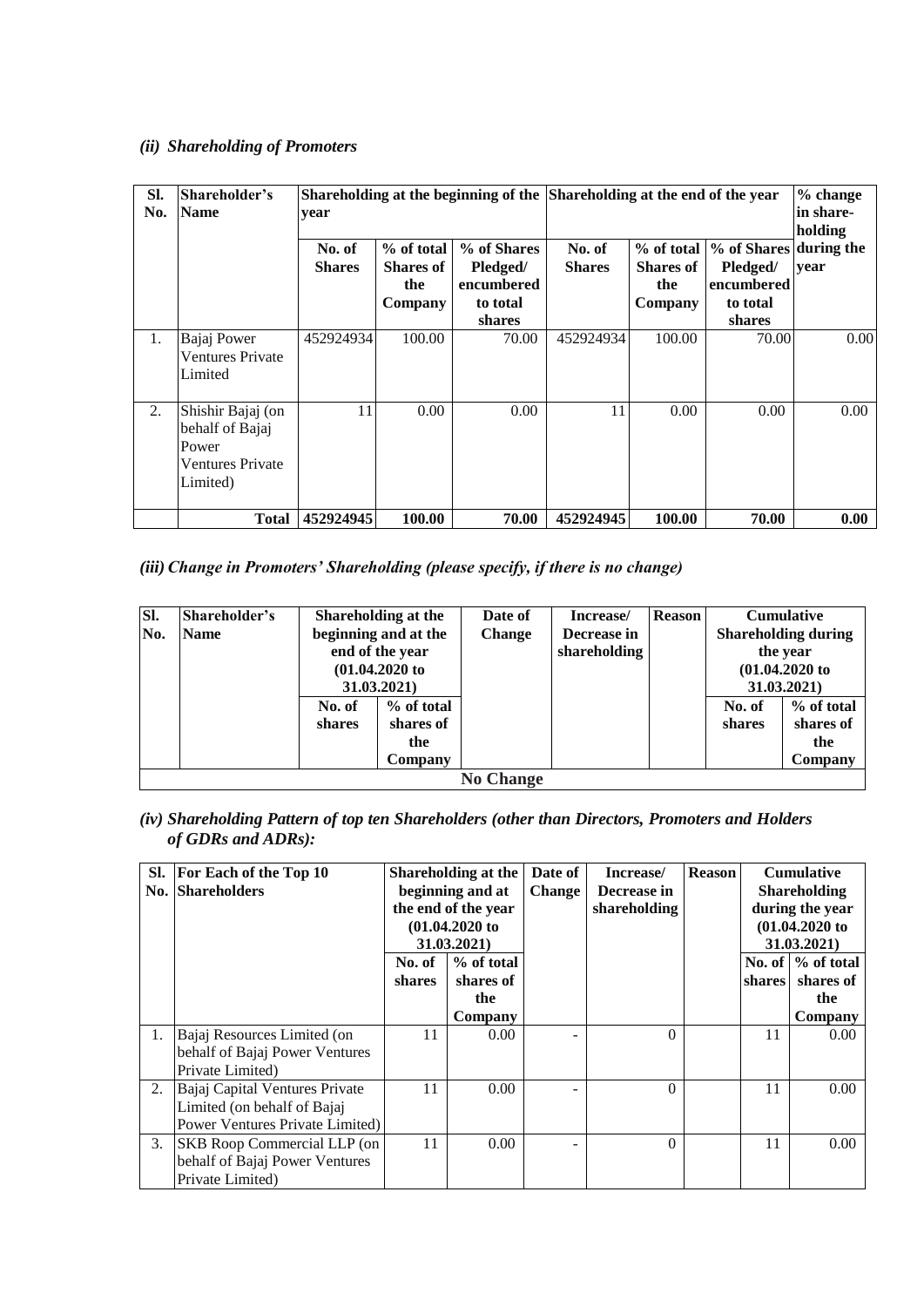### *(ii) Shareholding of Promoters*

| Sl. No. | Shareholder's Name | Shareholding at the beginning of the year | | | Shareholding at the end of the year | | | % change in share-holding during the year |
|---|---|---|---|---|---|---|---|---|
| | | No. of Shares | % of total Shares of the Company | % of Shares Pledged/ encumbered to total shares | No. of Shares | % of total Shares of the Company | % of Shares Pledged/ encumbered to total shares | |
| 1. | Bajaj Power Ventures Private Limited | 452924934 | 100.00 | 70.00 | 452924934 | 100.00 | 70.00 | 0.00 |
| 2. | Shishir Bajaj (on behalf of Bajaj Power Ventures Private Limited) | 11 | 0.00 | 0.00 | 11 | 0.00 | 0.00 | 0.00 |
| | **Total** | **452924945** | **100.00** | **70.00** | **452924945** | **100.00** | **70.00** | **0.00** |

### *(iii) Change in Promoters' Shareholding (please specify, if there is no change)*

| Sl. No. | Shareholder's Name | Shareholding at the beginning and at the end of the year (01.04.2020 to 31.03.2021) | | Date of Change | Increase/ Decrease in shareholding | Reason | Cumulative Shareholding during the year (01.04.2020 to 31.03.2021) | |
|---|---|---|---|---|---|---|---|---|
| | | No. of shares | % of total shares of the Company | | | | No. of shares | % of total shares of the Company |
| | | | | **No Change** | | | | |

### *(iv) Shareholding Pattern of top ten Shareholders (other than Directors, Promoters and Holders of GDRs and ADRs):*

| Sl. No. | For Each of the Top 10 Shareholders | Shareholding at the beginning and at the end of the year (01.04.2020 to 31.03.2021) | | Date of Change | Increase/ Decrease in shareholding | Reason | Cumulative Shareholding during the year (01.04.2020 to 31.03.2021) | |
|---|---|---|---|---|---|---|---|---|
| | | No. of shares | % of total shares of the Company | | | | No. of shares | % of total shares of the Company |
| 1. | Bajaj Resources Limited (on behalf of Bajaj Power Ventures Private Limited) | 11 | 0.00 | - | 0 | | 11 | 0.00 |
| 2. | Bajaj Capital Ventures Private Limited (on behalf of Bajaj Power Ventures Private Limited) | 11 | 0.00 | - | 0 | | 11 | 0.00 |
| 3. | SKB Roop Commercial LLP (on behalf of Bajaj Power Ventures Private Limited) | 11 | 0.00 | - | 0 | | 11 | 0.00 |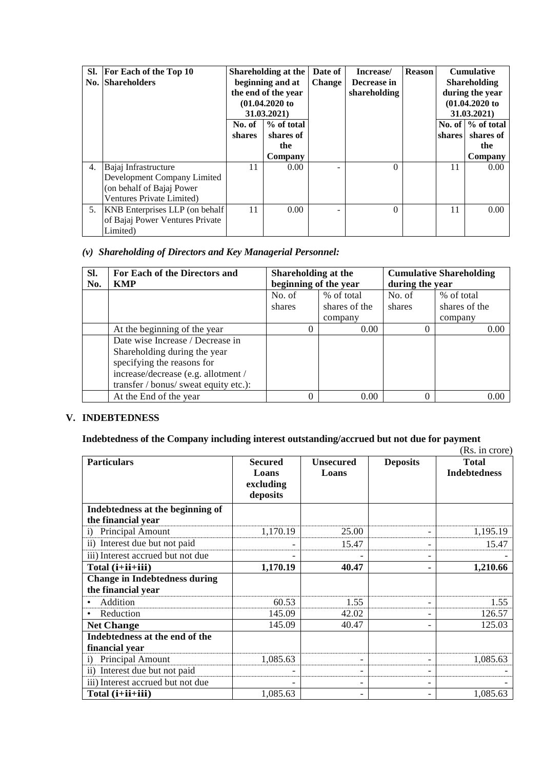| Sl. No. | For Each of the Top 10 Shareholders | Shareholding at the beginning and at the end of the year (01.04.2020 to 31.03.2021) | | Date of Change | Increase/ Decrease in shareholding | Reason | Cumulative Shareholding during the year (01.04.2020 to 31.03.2021) | |
|---|---|---|---|---|---|---|---|---|
| | | No. of shares | % of total shares of the Company | | | | No. of shares | % of total shares of the Company |
| 4. | Bajaj Infrastructure Development Company Limited (on behalf of Bajaj Power Ventures Private Limited) | 11 | 0.00 | - | 0 | | 11 | 0.00 |
| 5. | KNB Enterprises LLP (on behalf of Bajaj Power Ventures Private Limited) | 11 | 0.00 | - | 0 | | 11 | 0.00 |

*(v) Shareholding of Directors and Key Managerial Personnel:*

| Sl. No. | For Each of the Directors and KMP | Shareholding at the beginning of the year | | Cumulative Shareholding during the year | |
|---|---|---|---|---|---|
| | | No. of shares | % of total shares of the company | No. of shares | % of total shares of the company |
| | At the beginning of the year | 0 | 0.00 | 0 | 0.00 |
| | Date wise Increase / Decrease in Shareholding during the year specifying the reasons for increase/decrease (e.g. allotment / transfer / bonus/ sweat equity etc.): | | | | |
| | At the End of the year | 0 | 0.00 | 0 | 0.00 |

## V. INDEBTEDNESS

**Indebtedness of the Company including interest outstanding/accrued but not due for payment**

(Rs. in crore)

| Particulars | Secured Loans excluding deposits | Unsecured Loans | Deposits | Total Indebtedness |
|---|---|---|---|---|
| **Indebtedness at the beginning of the financial year** | | | | |
| i) Principal Amount | 1,170.19 | 25.00 | - | 1,195.19 |
| ii) Interest due but not paid | - | 15.47 | - | 15.47 |
| iii) Interest accrued but not due | - | - | - | - |
| **Total (i+ii+iii)** | **1,170.19** | **40.47** | **-** | **1,210.66** |
| **Change in Indebtedness during the financial year** | | | | |
| • Addition | 60.53 | 1.55 | - | 1.55 |
| • Reduction | 145.09 | 42.02 | - | 126.57 |
| **Net Change** | 145.09 | 40.47 | - | 125.03 |
| **Indebtedness at the end of the financial year** | | | | |
| i) Principal Amount | 1,085.63 | - | - | 1,085.63 |
| ii) Interest due but not paid | - | - | - | - |
| iii) Interest accrued but not due | - | - | - | - |
| **Total (i+ii+iii)** | 1,085.63 | - | - | 1,085.63 |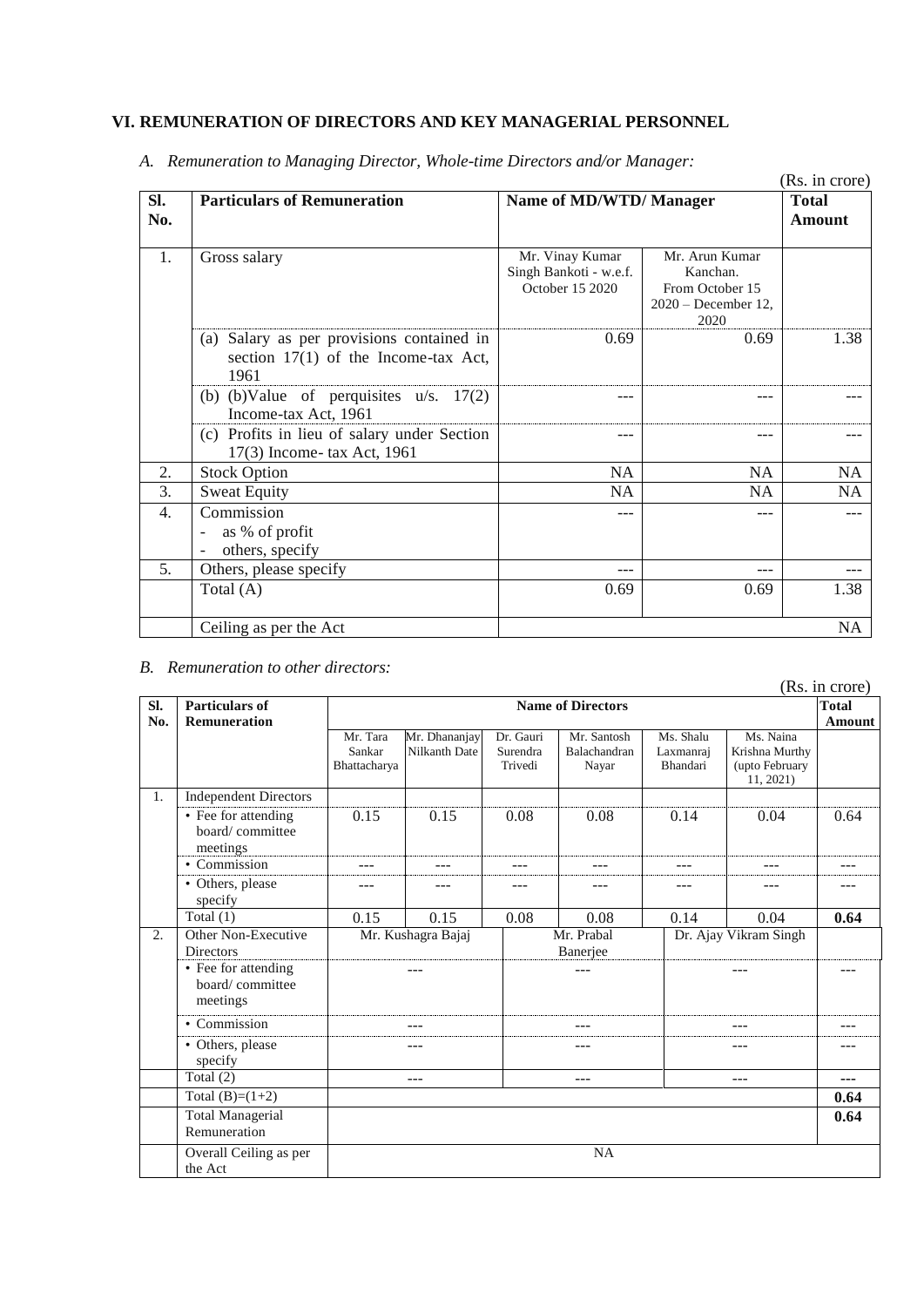## VI. REMUNERATION OF DIRECTORS AND KEY MANAGERIAL PERSONNEL

*A. Remuneration to Managing Director, Whole-time Directors and/or Manager:*

(Rs. in crore)

| Sl. No. | Particulars of Remuneration | Name of MD/WTD/ Manager | | Total Amount |
|---|---|---|---|---|
| 1. | Gross salary | Mr. Vinay Kumar Singh Bankoti - w.e.f. October 15 2020 | Mr. Arun Kumar Kanchan. From October 15 2020 – December 12, 2020 | |
| | (a) Salary as per provisions contained in section 17(1) of the Income-tax Act, 1961 | 0.69 | 0.69 | 1.38 |
| | (b) (b)Value of perquisites u/s. 17(2) Income-tax Act, 1961 | --- | --- | --- |
| | (c) Profits in lieu of salary under Section 17(3) Income- tax Act, 1961 | --- | --- | --- |
| 2. | Stock Option | NA | NA | NA |
| 3. | Sweat Equity | NA | NA | NA |
| 4. | Commission<br>- as % of profit<br>- others, specify | --- | --- | --- |
| 5. | Others, please specify | --- | --- | --- |
| | Total (A) | 0.69 | 0.69 | 1.38 |
| | Ceiling as per the Act | | | NA |

*B. Remuneration to other directors:*

(Rs. in crore)

| Sl. No. | Particulars of Remuneration | Name of Directors | | | | | | Total Amount |
|---|---|---|---|---|---|---|---|---|
| | | Mr. Tara Sankar Bhattacharya | Mr. Dhananjay Nilkanth Date | Dr. Gauri Surendra Trivedi | Mr. Santosh Balachandran Nayar | Ms. Shalu Laxmanraj Bhandari | Ms. Naina Krishna Murthy (upto February 11, 2021) | |
| 1. | Independent Directors | | | | | | | |
| | • Fee for attending board/ committee meetings | 0.15 | 0.15 | 0.08 | 0.08 | 0.14 | 0.04 | 0.64 |
| | • Commission | --- | --- | --- | --- | --- | --- | --- |
| | • Others, please specify | --- | --- | --- | --- | --- | --- | --- |
| | Total (1) | 0.15 | 0.15 | 0.08 | 0.08 | 0.14 | 0.04 | **0.64** |
| 2. | Other Non-Executive Directors | Mr. Kushagra Bajaj | | Mr. Prabal Banerjee | | Dr. Ajay Vikram Singh | | |
| | • Fee for attending board/ committee meetings | --- | | --- | | --- | | --- |
| | • Commission | --- | | --- | | --- | | --- |
| | • Others, please specify | --- | | --- | | --- | | --- |
| | Total (2) | --- | | --- | | --- | | **---** |
| | Total (B)=(1+2) | | | | | | | **0.64** |
| | Total Managerial Remuneration | | | | | | | **0.64** |
| | Overall Ceiling as per the Act | NA | | | | | | |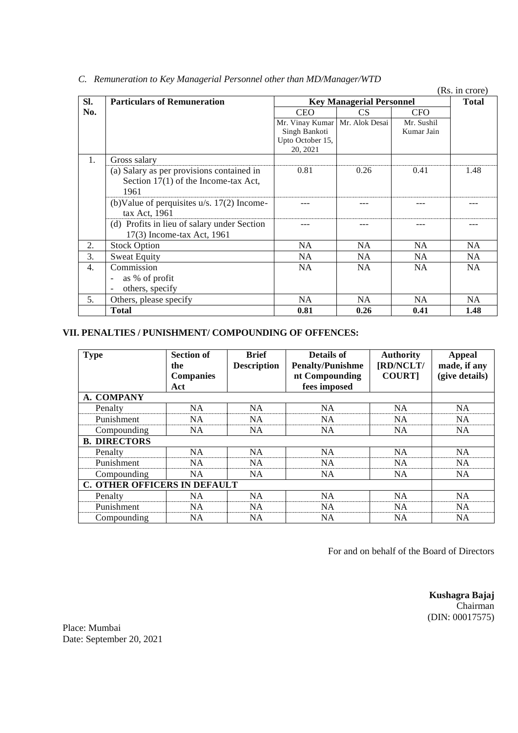*C. Remuneration to Key Managerial Personnel other than MD/Manager/WTD*

(Rs. in crore)

| Sl. No. | Particulars of Remuneration | Key Managerial Personnel | | | Total |
|---|---|---|---|---|---|
| | | CEO | CS | CFO | |
| | | Mr. Vinay Kumar Singh Bankoti Upto October 15, 20, 2021 | Mr. Alok Desai | Mr. Sushil Kumar Jain | |
| 1. | Gross salary | | | | |
| | (a) Salary as per provisions contained in Section 17(1) of the Income-tax Act, 1961 | 0.81 | 0.26 | 0.41 | 1.48 |
| | (b)Value of perquisites u/s. 17(2) Income-tax Act, 1961 | --- | --- | --- | --- |
| | (d) Profits in lieu of salary under Section 17(3) Income-tax Act, 1961 | --- | --- | --- | --- |
| 2. | Stock Option | NA | NA | NA | NA |
| 3. | Sweat Equity | NA | NA | NA | NA |
| 4. | Commission<br>- as % of profit<br>- others, specify | NA | NA | NA | NA |
| 5. | Others, please specify | NA | NA | NA | NA |
| | **Total** | **0.81** | **0.26** | **0.41** | **1.48** |

## VII. PENALTIES / PUNISHMENT/ COMPOUNDING OF OFFENCES:

| Type | Section of the Companies Act | Brief Description | Details of Penalty/Punishment Compounding fees imposed | Authority [RD/NCLT/ COURT] | Appeal made, if any (give details) |
|---|---|---|---|---|---|
| **A. COMPANY** | | | | | |
| Penalty | NA | NA | NA | NA | NA |
| Punishment | NA | NA | NA | NA | NA |
| Compounding | NA | NA | NA | NA | NA |
| **B. DIRECTORS** | | | | | |
| Penalty | NA | NA | NA | NA | NA |
| Punishment | NA | NA | NA | NA | NA |
| Compounding | NA | NA | NA | NA | NA |
| **C. OTHER OFFICERS IN DEFAULT** | | | | | |
| Penalty | NA | NA | NA | NA | NA |
| Punishment | NA | NA | NA | NA | NA |
| Compounding | NA | NA | NA | NA | NA |

For and on behalf of the Board of Directors

**Kushagra Bajaj**
Chairman
(DIN: 00017575)

Place: Mumbai
Date: September 20, 2021